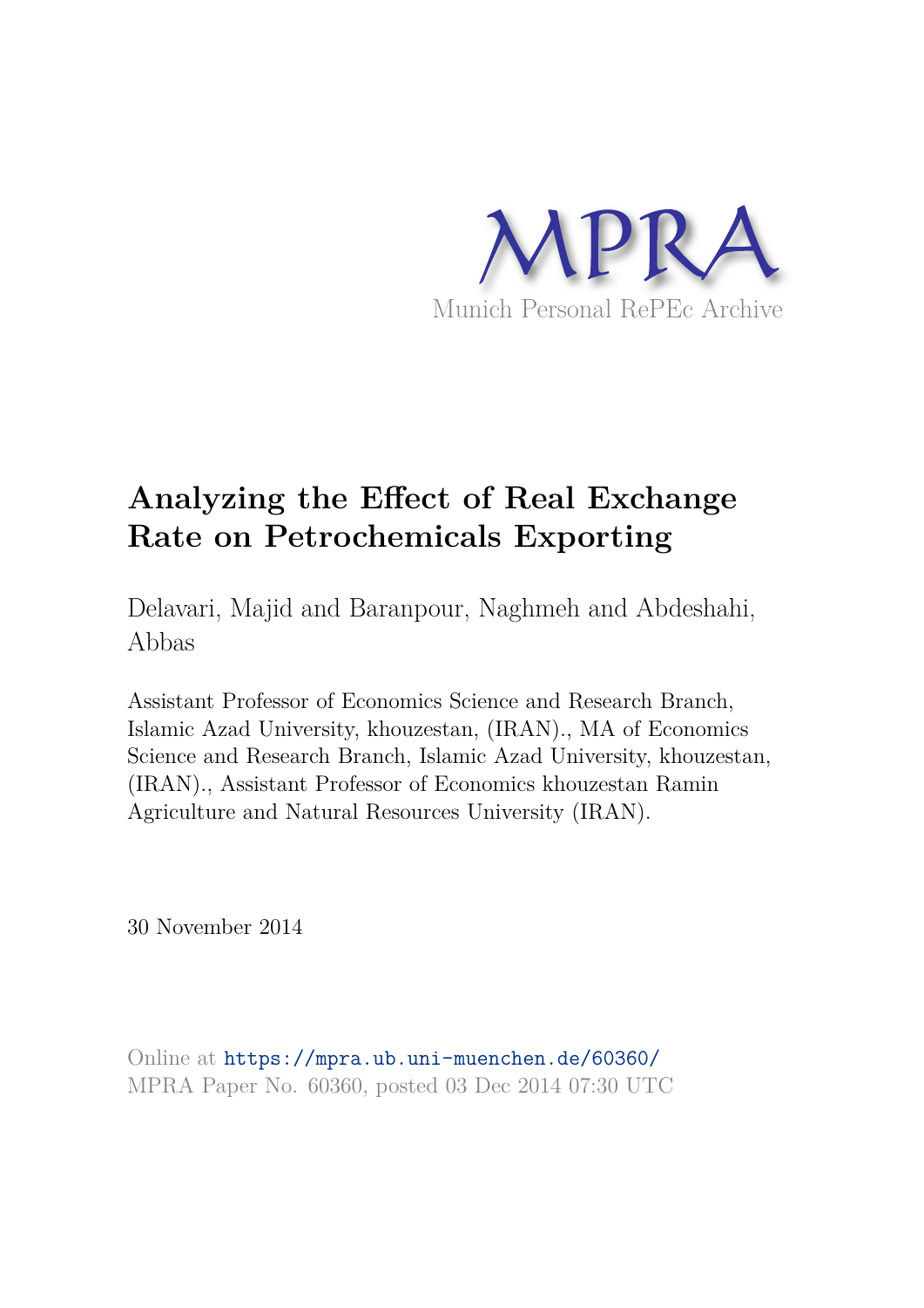MPRA

Munich Personal RePEc Archive

# Analyzing the Effect of Real Exchange Rate on Petrochemicals Exporting

Delavari, Majid and Baranpour, Naghmeh and Abdeshahi, Abbas

Assistant Professor of Economics Science and Research Branch, Islamic Azad University, khouzestan, (IRAN)., MA of Economics Science and Research Branch, Islamic Azad University, khouzestan, (IRAN)., Assistant Professor of Economics khouzestan Ramin Agriculture and Natural Resources University (IRAN).

30 November 2014

Online at https://mpra.ub.uni-muenchen.de/60360/
MPRA Paper No. 60360, posted 03 Dec 2014 07:30 UTC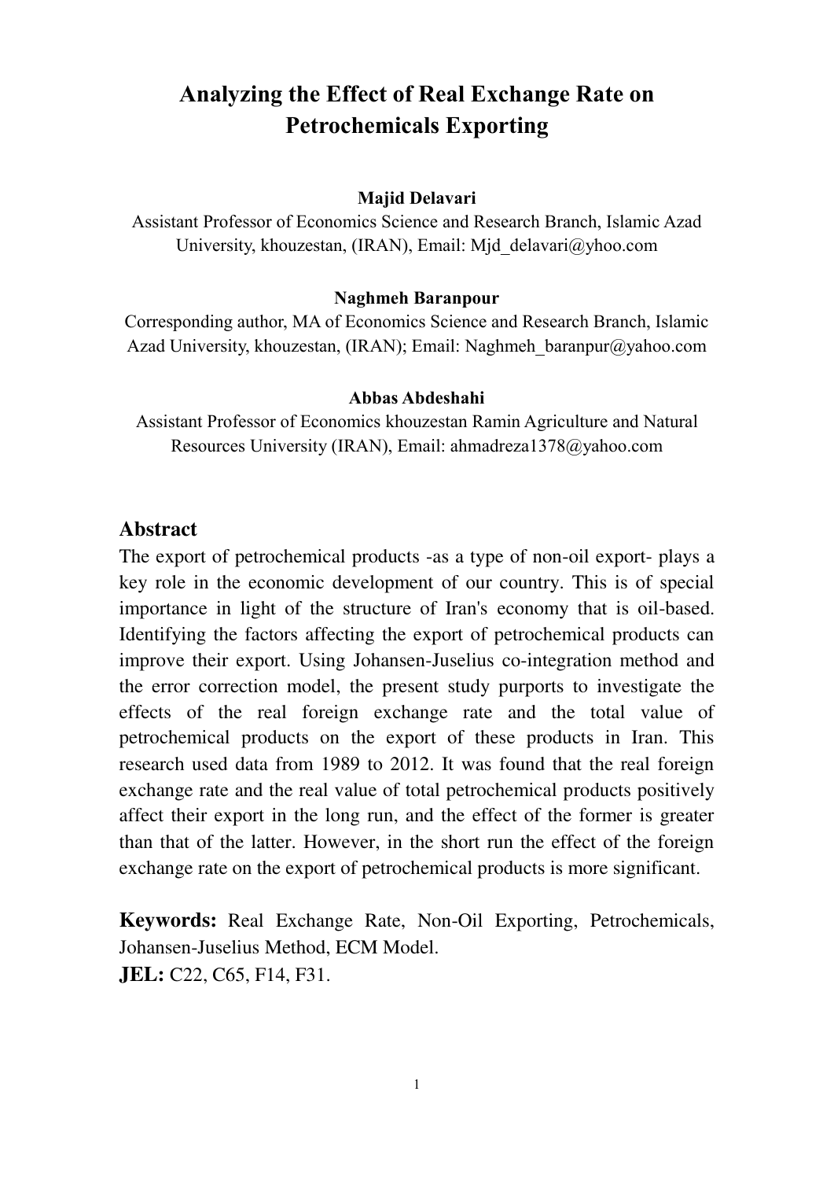# Analyzing the Effect of Real Exchange Rate on Petrochemicals Exporting

**Majid Delavari**

Assistant Professor of Economics Science and Research Branch, Islamic Azad University, khouzestan, (IRAN), Email: Mjd_delavari@yhoo.com

**Naghmeh Baranpour**

Corresponding author, MA of Economics Science and Research Branch, Islamic Azad University, khouzestan, (IRAN); Email: Naghmeh_baranpur@yahoo.com

**Abbas Abdeshahi**

Assistant Professor of Economics khouzestan Ramin Agriculture and Natural Resources University (IRAN), Email: ahmadreza1378@yahoo.com

## Abstract

The export of petrochemical products -as a type of non-oil export- plays a key role in the economic development of our country. This is of special importance in light of the structure of Iran's economy that is oil-based. Identifying the factors affecting the export of petrochemical products can improve their export. Using Johansen-Juselius co-integration method and the error correction model, the present study purports to investigate the effects of the real foreign exchange rate and the total value of petrochemical products on the export of these products in Iran. This research used data from 1989 to 2012. It was found that the real foreign exchange rate and the real value of total petrochemical products positively affect their export in the long run, and the effect of the former is greater than that of the latter. However, in the short run the effect of the foreign exchange rate on the export of petrochemical products is more significant.

**Keywords:** Real Exchange Rate, Non-Oil Exporting, Petrochemicals, Johansen-Juselius Method, ECM Model.

**JEL:** C22, C65, F14, F31.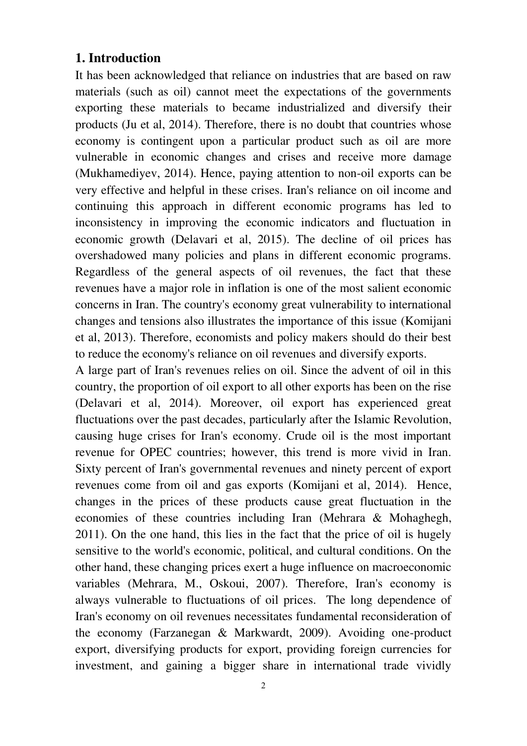## 1. Introduction

It has been acknowledged that reliance on industries that are based on raw materials (such as oil) cannot meet the expectations of the governments exporting these materials to became industrialized and diversify their products (Ju et al, 2014). Therefore, there is no doubt that countries whose economy is contingent upon a particular product such as oil are more vulnerable in economic changes and crises and receive more damage (Mukhamediyev, 2014). Hence, paying attention to non-oil exports can be very effective and helpful in these crises. Iran's reliance on oil income and continuing this approach in different economic programs has led to inconsistency in improving the economic indicators and fluctuation in economic growth (Delavari et al, 2015). The decline of oil prices has overshadowed many policies and plans in different economic programs. Regardless of the general aspects of oil revenues, the fact that these revenues have a major role in inflation is one of the most salient economic concerns in Iran. The country's economy great vulnerability to international changes and tensions also illustrates the importance of this issue (Komijani et al, 2013). Therefore, economists and policy makers should do their best to reduce the economy's reliance on oil revenues and diversify exports.

A large part of Iran's revenues relies on oil. Since the advent of oil in this country, the proportion of oil export to all other exports has been on the rise (Delavari et al, 2014). Moreover, oil export has experienced great fluctuations over the past decades, particularly after the Islamic Revolution, causing huge crises for Iran's economy. Crude oil is the most important revenue for OPEC countries; however, this trend is more vivid in Iran. Sixty percent of Iran's governmental revenues and ninety percent of export revenues come from oil and gas exports (Komijani et al, 2014). Hence, changes in the prices of these products cause great fluctuation in the economies of these countries including Iran (Mehrara & Mohaghegh, 2011). On the one hand, this lies in the fact that the price of oil is hugely sensitive to the world's economic, political, and cultural conditions. On the other hand, these changing prices exert a huge influence on macroeconomic variables (Mehrara, M., Oskoui, 2007). Therefore, Iran's economy is always vulnerable to fluctuations of oil prices. The long dependence of Iran's economy on oil revenues necessitates fundamental reconsideration of the economy (Farzanegan & Markwardt, 2009). Avoiding one-product export, diversifying products for export, providing foreign currencies for investment, and gaining a bigger share in international trade vividly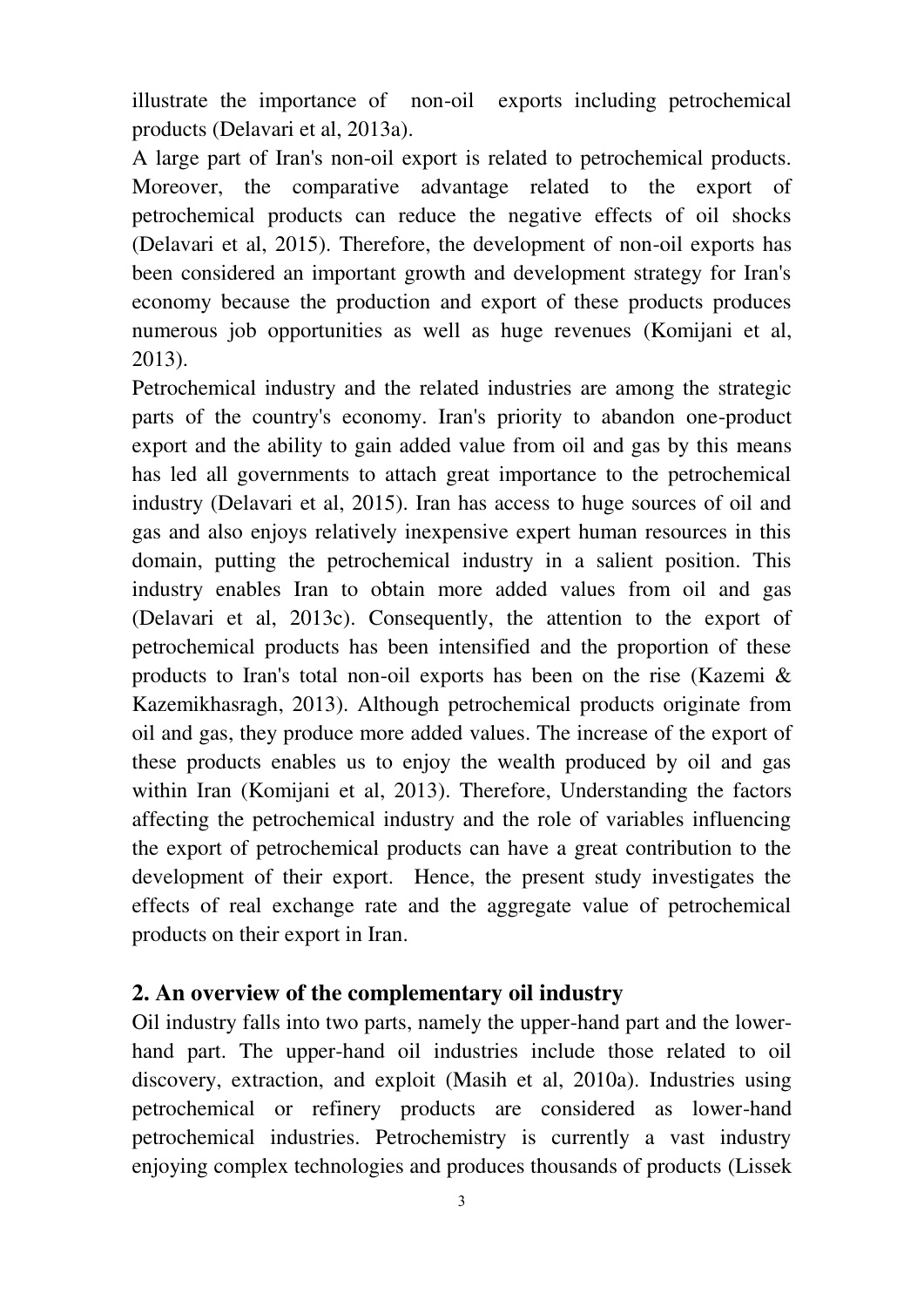illustrate the importance of non-oil exports including petrochemical products (Delavari et al, 2013a).

A large part of Iran's non-oil export is related to petrochemical products. Moreover, the comparative advantage related to the export of petrochemical products can reduce the negative effects of oil shocks (Delavari et al, 2015). Therefore, the development of non-oil exports has been considered an important growth and development strategy for Iran's economy because the production and export of these products produces numerous job opportunities as well as huge revenues (Komijani et al, 2013).

Petrochemical industry and the related industries are among the strategic parts of the country's economy. Iran's priority to abandon one-product export and the ability to gain added value from oil and gas by this means has led all governments to attach great importance to the petrochemical industry (Delavari et al, 2015). Iran has access to huge sources of oil and gas and also enjoys relatively inexpensive expert human resources in this domain, putting the petrochemical industry in a salient position. This industry enables Iran to obtain more added values from oil and gas (Delavari et al, 2013c). Consequently, the attention to the export of petrochemical products has been intensified and the proportion of these products to Iran's total non-oil exports has been on the rise (Kazemi & Kazemikhasragh, 2013). Although petrochemical products originate from oil and gas, they produce more added values. The increase of the export of these products enables us to enjoy the wealth produced by oil and gas within Iran (Komijani et al, 2013). Therefore, Understanding the factors affecting the petrochemical industry and the role of variables influencing the export of petrochemical products can have a great contribution to the development of their export. Hence, the present study investigates the effects of real exchange rate and the aggregate value of petrochemical products on their export in Iran.

## 2. An overview of the complementary oil industry

Oil industry falls into two parts, namely the upper-hand part and the lower-hand part. The upper-hand oil industries include those related to oil discovery, extraction, and exploit (Masih et al, 2010a). Industries using petrochemical or refinery products are considered as lower-hand petrochemical industries. Petrochemistry is currently a vast industry enjoying complex technologies and produces thousands of products (Lissek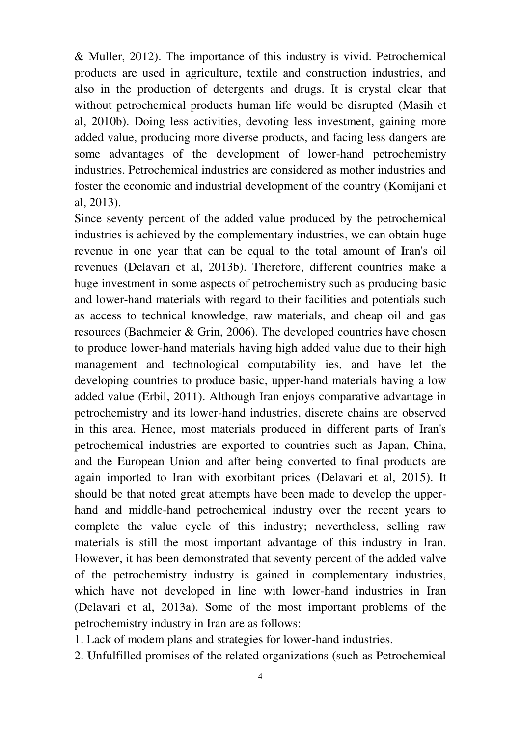& Muller, 2012). The importance of this industry is vivid. Petrochemical products are used in agriculture, textile and construction industries, and also in the production of detergents and drugs. It is crystal clear that without petrochemical products human life would be disrupted (Masih et al, 2010b). Doing less activities, devoting less investment, gaining more added value, producing more diverse products, and facing less dangers are some advantages of the development of lower-hand petrochemistry industries. Petrochemical industries are considered as mother industries and foster the economic and industrial development of the country (Komijani et al, 2013).

Since seventy percent of the added value produced by the petrochemical industries is achieved by the complementary industries, we can obtain huge revenue in one year that can be equal to the total amount of Iran's oil revenues (Delavari et al, 2013b). Therefore, different countries make a huge investment in some aspects of petrochemistry such as producing basic and lower-hand materials with regard to their facilities and potentials such as access to technical knowledge, raw materials, and cheap oil and gas resources (Bachmeier & Grin, 2006). The developed countries have chosen to produce lower-hand materials having high added value due to their high management and technological computability ies, and have let the developing countries to produce basic, upper-hand materials having a low added value (Erbil, 2011). Although Iran enjoys comparative advantage in petrochemistry and its lower-hand industries, discrete chains are observed in this area. Hence, most materials produced in different parts of Iran's petrochemical industries are exported to countries such as Japan, China, and the European Union and after being converted to final products are again imported to Iran with exorbitant prices (Delavari et al, 2015). It should be that noted great attempts have been made to develop the upper-hand and middle-hand petrochemical industry over the recent years to complete the value cycle of this industry; nevertheless, selling raw materials is still the most important advantage of this industry in Iran. However, it has been demonstrated that seventy percent of the added valve of the petrochemistry industry is gained in complementary industries, which have not developed in line with lower-hand industries in Iran (Delavari et al, 2013a). Some of the most important problems of the petrochemistry industry in Iran are as follows:

1. Lack of modem plans and strategies for lower-hand industries.
2. Unfulfilled promises of the related organizations (such as Petrochemical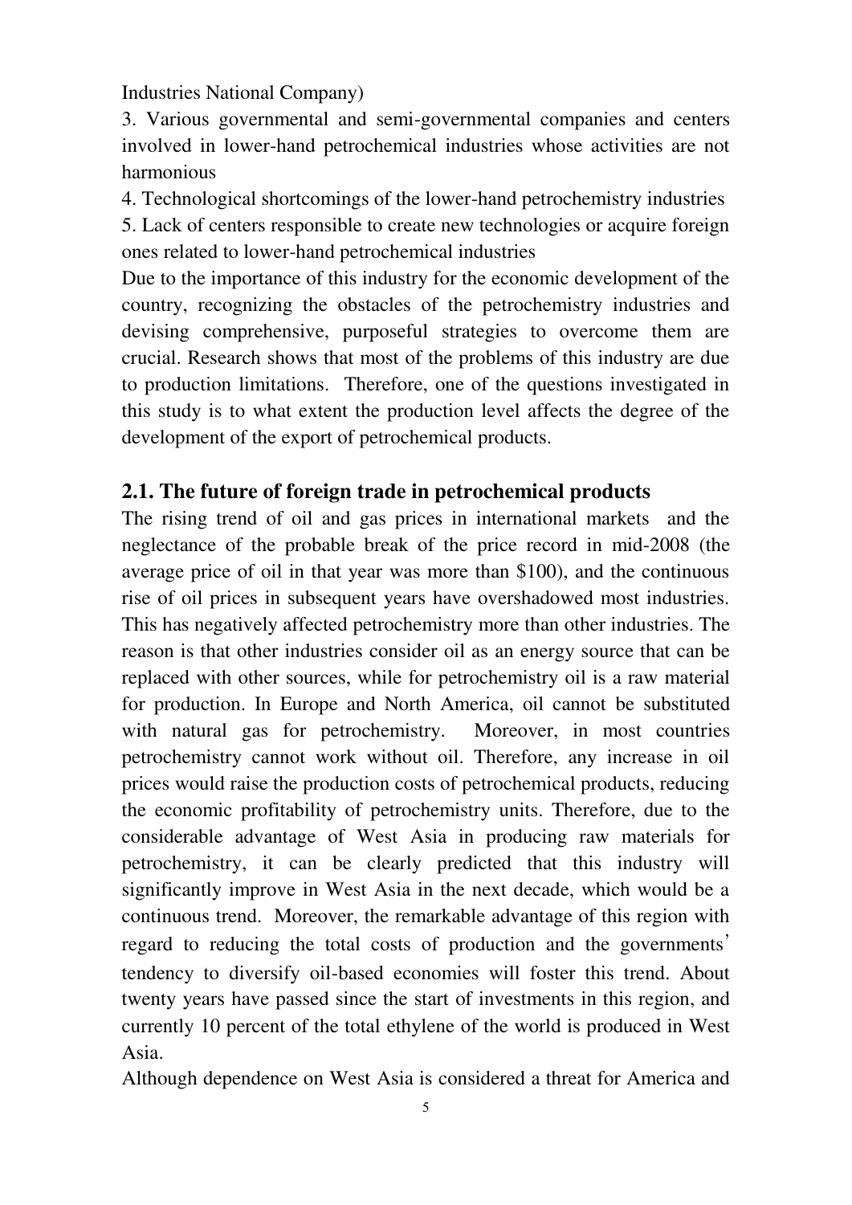Industries National Company)

3. Various governmental and semi-governmental companies and centers involved in lower-hand petrochemical industries whose activities are not harmonious

4. Technological shortcomings of the lower-hand petrochemistry industries

5. Lack of centers responsible to create new technologies or acquire foreign ones related to lower-hand petrochemical industries

Due to the importance of this industry for the economic development of the country, recognizing the obstacles of the petrochemistry industries and devising comprehensive, purposeful strategies to overcome them are crucial. Research shows that most of the problems of this industry are due to production limitations. Therefore, one of the questions investigated in this study is to what extent the production level affects the degree of the development of the export of petrochemical products.

## 2.1. The future of foreign trade in petrochemical products

The rising trend of oil and gas prices in international markets and the neglectance of the probable break of the price record in mid-2008 (the average price of oil in that year was more than $100), and the continuous rise of oil prices in subsequent years have overshadowed most industries. This has negatively affected petrochemistry more than other industries. The reason is that other industries consider oil as an energy source that can be replaced with other sources, while for petrochemistry oil is a raw material for production. In Europe and North America, oil cannot be substituted with natural gas for petrochemistry. Moreover, in most countries petrochemistry cannot work without oil. Therefore, any increase in oil prices would raise the production costs of petrochemical products, reducing the economic profitability of petrochemistry units. Therefore, due to the considerable advantage of West Asia in producing raw materials for petrochemistry, it can be clearly predicted that this industry will significantly improve in West Asia in the next decade, which would be a continuous trend. Moreover, the remarkable advantage of this region with regard to reducing the total costs of production and the governments' tendency to diversify oil-based economies will foster this trend. About twenty years have passed since the start of investments in this region, and currently 10 percent of the total ethylene of the world is produced in West Asia.

Although dependence on West Asia is considered a threat for America and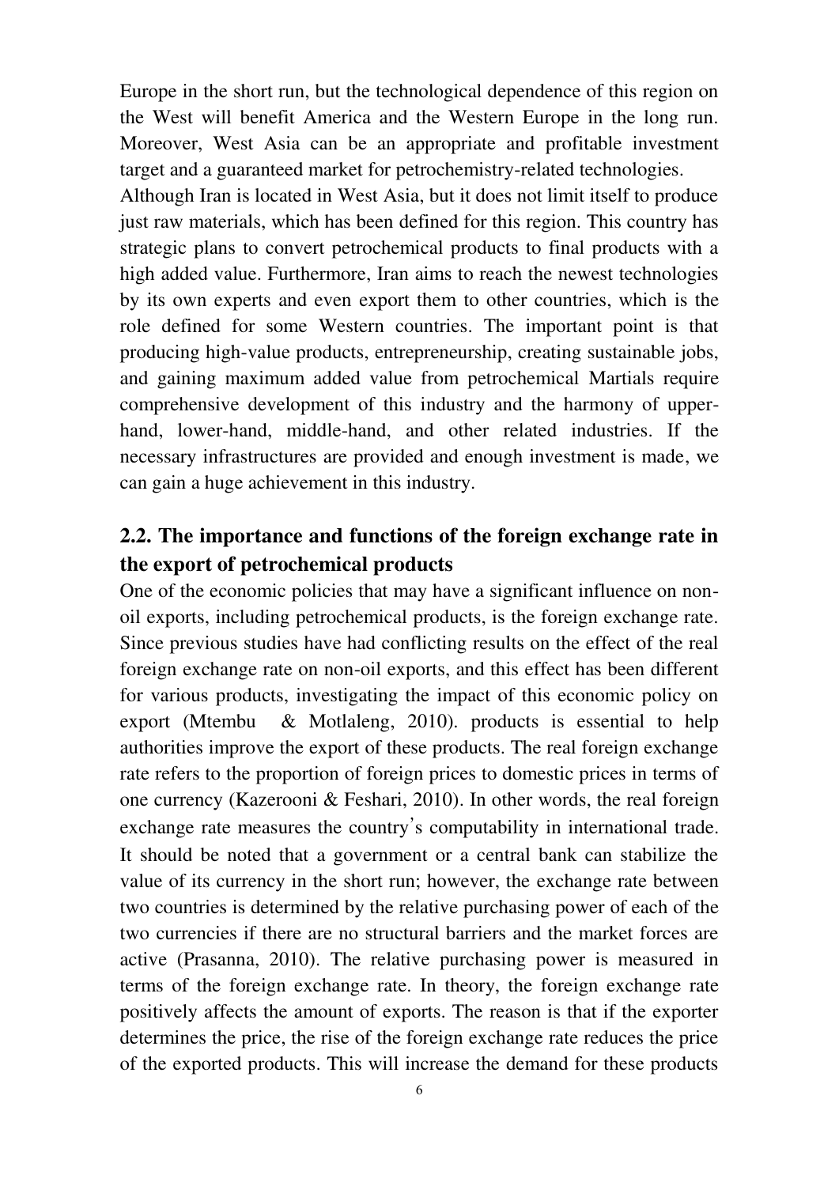Europe in the short run, but the technological dependence of this region on the West will benefit America and the Western Europe in the long run. Moreover, West Asia can be an appropriate and profitable investment target and a guaranteed market for petrochemistry-related technologies.

Although Iran is located in West Asia, but it does not limit itself to produce just raw materials, which has been defined for this region. This country has strategic plans to convert petrochemical products to final products with a high added value. Furthermore, Iran aims to reach the newest technologies by its own experts and even export them to other countries, which is the role defined for some Western countries. The important point is that producing high-value products, entrepreneurship, creating sustainable jobs, and gaining maximum added value from petrochemical Martials require comprehensive development of this industry and the harmony of upper-hand, lower-hand, middle-hand, and other related industries. If the necessary infrastructures are provided and enough investment is made, we can gain a huge achievement in this industry.

## 2.2. The importance and functions of the foreign exchange rate in the export of petrochemical products

One of the economic policies that may have a significant influence on non-oil exports, including petrochemical products, is the foreign exchange rate. Since previous studies have had conflicting results on the effect of the real foreign exchange rate on non-oil exports, and this effect has been different for various products, investigating the impact of this economic policy on export (Mtembu & Motlaleng, 2010). products is essential to help authorities improve the export of these products. The real foreign exchange rate refers to the proportion of foreign prices to domestic prices in terms of one currency (Kazerooni & Feshari, 2010). In other words, the real foreign exchange rate measures the country's computability in international trade. It should be noted that a government or a central bank can stabilize the value of its currency in the short run; however, the exchange rate between two countries is determined by the relative purchasing power of each of the two currencies if there are no structural barriers and the market forces are active (Prasanna, 2010). The relative purchasing power is measured in terms of the foreign exchange rate. In theory, the foreign exchange rate positively affects the amount of exports. The reason is that if the exporter determines the price, the rise of the foreign exchange rate reduces the price of the exported products. This will increase the demand for these products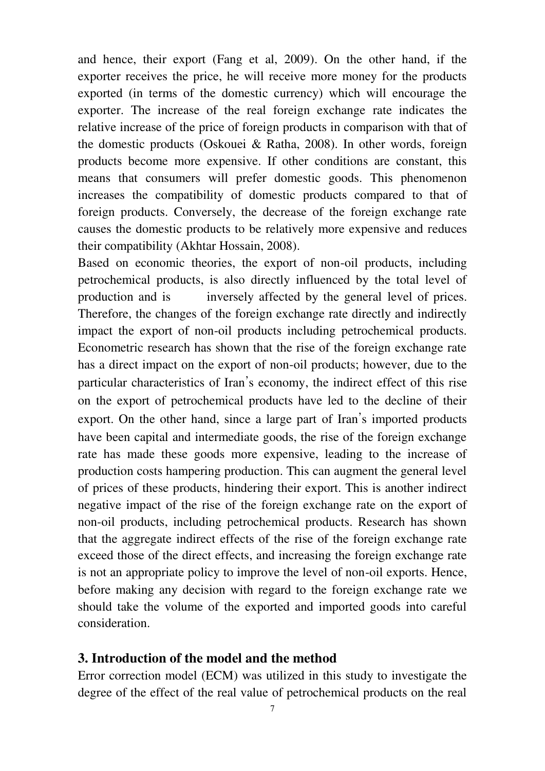and hence, their export (Fang et al, 2009). On the other hand, if the exporter receives the price, he will receive more money for the products exported (in terms of the domestic currency) which will encourage the exporter. The increase of the real foreign exchange rate indicates the relative increase of the price of foreign products in comparison with that of the domestic products (Oskouei & Ratha, 2008). In other words, foreign products become more expensive. If other conditions are constant, this means that consumers will prefer domestic goods. This phenomenon increases the compatibility of domestic products compared to that of foreign products. Conversely, the decrease of the foreign exchange rate causes the domestic products to be relatively more expensive and reduces their compatibility (Akhtar Hossain, 2008).

Based on economic theories, the export of non-oil products, including petrochemical products, is also directly influenced by the total level of production and is inversely affected by the general level of prices. Therefore, the changes of the foreign exchange rate directly and indirectly impact the export of non-oil products including petrochemical products. Econometric research has shown that the rise of the foreign exchange rate has a direct impact on the export of non-oil products; however, due to the particular characteristics of Iran's economy, the indirect effect of this rise on the export of petrochemical products have led to the decline of their export. On the other hand, since a large part of Iran's imported products have been capital and intermediate goods, the rise of the foreign exchange rate has made these goods more expensive, leading to the increase of production costs hampering production. This can augment the general level of prices of these products, hindering their export. This is another indirect negative impact of the rise of the foreign exchange rate on the export of non-oil products, including petrochemical products. Research has shown that the aggregate indirect effects of the rise of the foreign exchange rate exceed those of the direct effects, and increasing the foreign exchange rate is not an appropriate policy to improve the level of non-oil exports. Hence, before making any decision with regard to the foreign exchange rate we should take the volume of the exported and imported goods into careful consideration.

## 3. Introduction of the model and the method

Error correction model (ECM) was utilized in this study to investigate the degree of the effect of the real value of petrochemical products on the real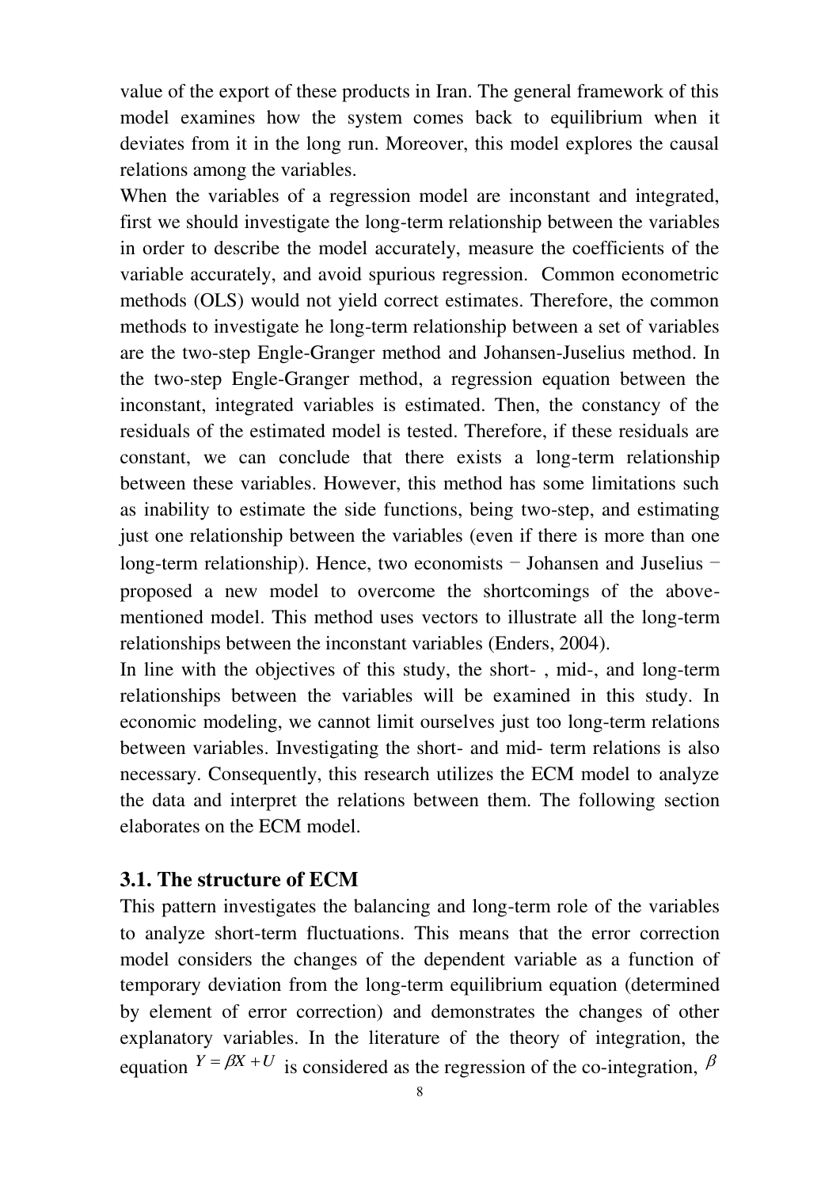value of the export of these products in Iran. The general framework of this model examines how the system comes back to equilibrium when it deviates from it in the long run. Moreover, this model explores the causal relations among the variables.

When the variables of a regression model are inconstant and integrated, first we should investigate the long-term relationship between the variables in order to describe the model accurately, measure the coefficients of the variable accurately, and avoid spurious regression. Common econometric methods (OLS) would not yield correct estimates. Therefore, the common methods to investigate he long-term relationship between a set of variables are the two-step Engle-Granger method and Johansen-Juselius method. In the two-step Engle-Granger method, a regression equation between the inconstant, integrated variables is estimated. Then, the constancy of the residuals of the estimated model is tested. Therefore, if these residuals are constant, we can conclude that there exists a long-term relationship between these variables. However, this method has some limitations such as inability to estimate the side functions, being two-step, and estimating just one relationship between the variables (even if there is more than one long-term relationship). Hence, two economists − Johansen and Juselius − proposed a new model to overcome the shortcomings of the above-mentioned model. This method uses vectors to illustrate all the long-term relationships between the inconstant variables (Enders, 2004).

In line with the objectives of this study, the short- , mid-, and long-term relationships between the variables will be examined in this study. In economic modeling, we cannot limit ourselves just too long-term relations between variables. Investigating the short- and mid- term relations is also necessary. Consequently, this research utilizes the ECM model to analyze the data and interpret the relations between them. The following section elaborates on the ECM model.

## 3.1. The structure of ECM

This pattern investigates the balancing and long-term role of the variables to analyze short-term fluctuations. This means that the error correction model considers the changes of the dependent variable as a function of temporary deviation from the long-term equilibrium equation (determined by element of error correction) and demonstrates the changes of other explanatory variables. In the literature of the theory of integration, the equation $Y = \beta X + U$ is considered as the regression of the co-integration, $\beta$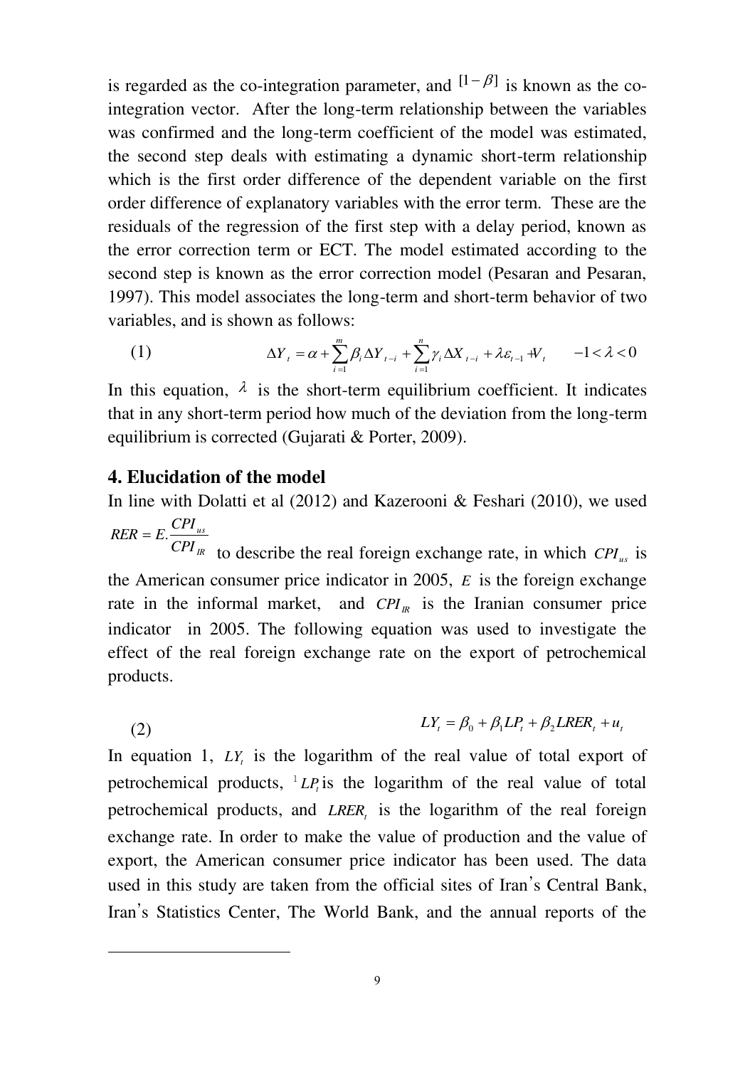is regarded as the co-integration parameter, and $[1-\beta]$ is known as the co-integration vector. After the long-term relationship between the variables was confirmed and the long-term coefficient of the model was estimated, the second step deals with estimating a dynamic short-term relationship which is the first order difference of the dependent variable on the first order difference of explanatory variables with the error term. These are the residuals of the regression of the first step with a delay period, known as the error correction term or ECT. The model estimated according to the second step is known as the error correction model (Pesaran and Pesaran, 1997). This model associates the long-term and short-term behavior of two variables, and is shown as follows:

$$\Delta Y_t = \alpha + \sum_{i=1}^{m} \beta_i \Delta Y_{t-i} + \sum_{i=1}^{n} \gamma_i \Delta X_{t-i} + \lambda \varepsilon_{t-1} + V_t \qquad -1 < \lambda < 0 \tag{1}$$

In this equation, $\lambda$ is the short-term equilibrium coefficient. It indicates that in any short-term period how much of the deviation from the long-term equilibrium is corrected (Gujarati & Porter, 2009).

## 4. Elucidation of the model

In line with Dolatti et al (2012) and Kazerooni & Feshari (2010), we used $RER = E.\frac{CPI_{us}}{CPI_{IR}}$ to describe the real foreign exchange rate, in which $CPI_{us}$ is the American consumer price indicator in 2005, $E$ is the foreign exchange rate in the informal market, and $CPI_{IR}$ is the Iranian consumer price indicator in 2005. The following equation was used to investigate the effect of the real foreign exchange rate on the export of petrochemical products.

$$LY_t = \beta_0 + \beta_1 LP_t + \beta_2 LRER_t + u_t \tag{2}$$

In equation 1, $LY_t$ is the logarithm of the real value of total export of petrochemical products, [1] $LP_t$ is the logarithm of the real value of total petrochemical products, and $LRER_t$ is the logarithm of the real foreign exchange rate. In order to make the value of production and the value of export, the American consumer price indicator has been used. The data used in this study are taken from the official sites of Iran's Central Bank, Iran's Statistics Center, The World Bank, and the annual reports of the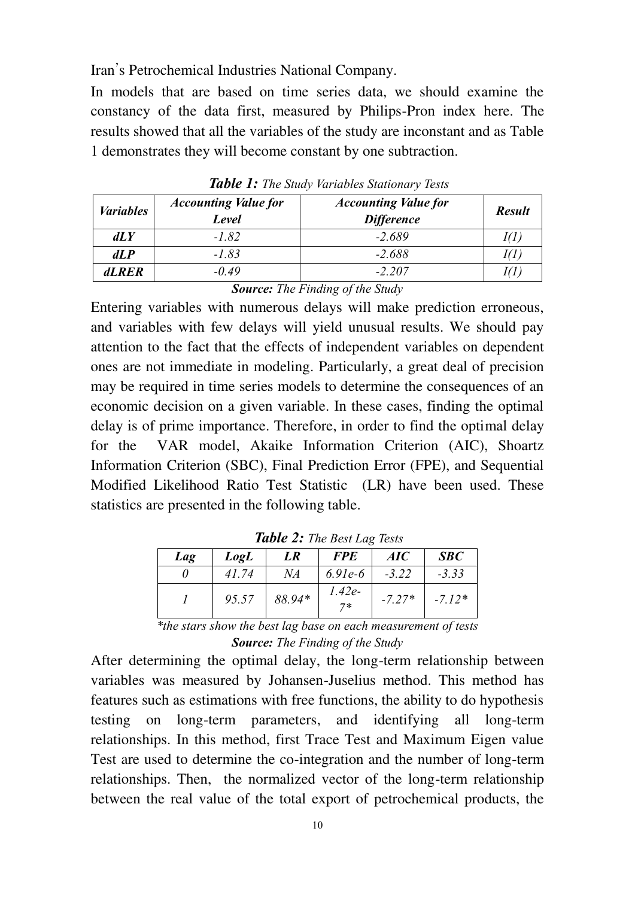Iran's Petrochemical Industries National Company.

In models that are based on time series data, we should examine the constancy of the data first, measured by Philips-Pron index here. The results showed that all the variables of the study are inconstant and as Table 1 demonstrates they will become constant by one subtraction.

***Table 1:*** *The Study Variables Stationary Tests*

| *Variables* | *Accounting Value for Level* | *Accounting Value for Difference* | *Result* |
|---|---|---|---|
| ***dLY*** | *-1.82* | *-2.689* | *I(1)* |
| ***dLP*** | *-1.83* | *-2.688* | *I(1)* |
| ***dLRER*** | *-0.49* | *-2.207* | *I(1)* |

***Source:*** *The Finding of the Study*

Entering variables with numerous delays will make prediction erroneous, and variables with few delays will yield unusual results. We should pay attention to the fact that the effects of independent variables on dependent ones are not immediate in modeling. Particularly, a great deal of precision may be required in time series models to determine the consequences of an economic decision on a given variable. In these cases, finding the optimal delay is of prime importance. Therefore, in order to find the optimal delay for the VAR model, Akaike Information Criterion (AIC), Shoartz Information Criterion (SBC), Final Prediction Error (FPE), and Sequential Modified Likelihood Ratio Test Statistic (LR) have been used. These statistics are presented in the following table.

***Table 2:*** *The Best Lag Tests*

| *Lag* | *LogL* | *LR* | *FPE* | *AIC* | *SBC* |
|---|---|---|---|---|---|
| *0* | *41.74* | *NA* | *6.91e-6* | *-3.22* | *-3.33* |
| *1* | *95.57* | *88.94** | *1.42e-7** | *-7.27** | *-7.12** |

**the stars show the best lag base on each measurement of tests*

***Source:*** *The Finding of the Study*

After determining the optimal delay, the long-term relationship between variables was measured by Johansen-Juselius method. This method has features such as estimations with free functions, the ability to do hypothesis testing on long-term parameters, and identifying all long-term relationships. In this method, first Trace Test and Maximum Eigen value Test are used to determine the co-integration and the number of long-term relationships. Then, the normalized vector of the long-term relationship between the real value of the total export of petrochemical products, the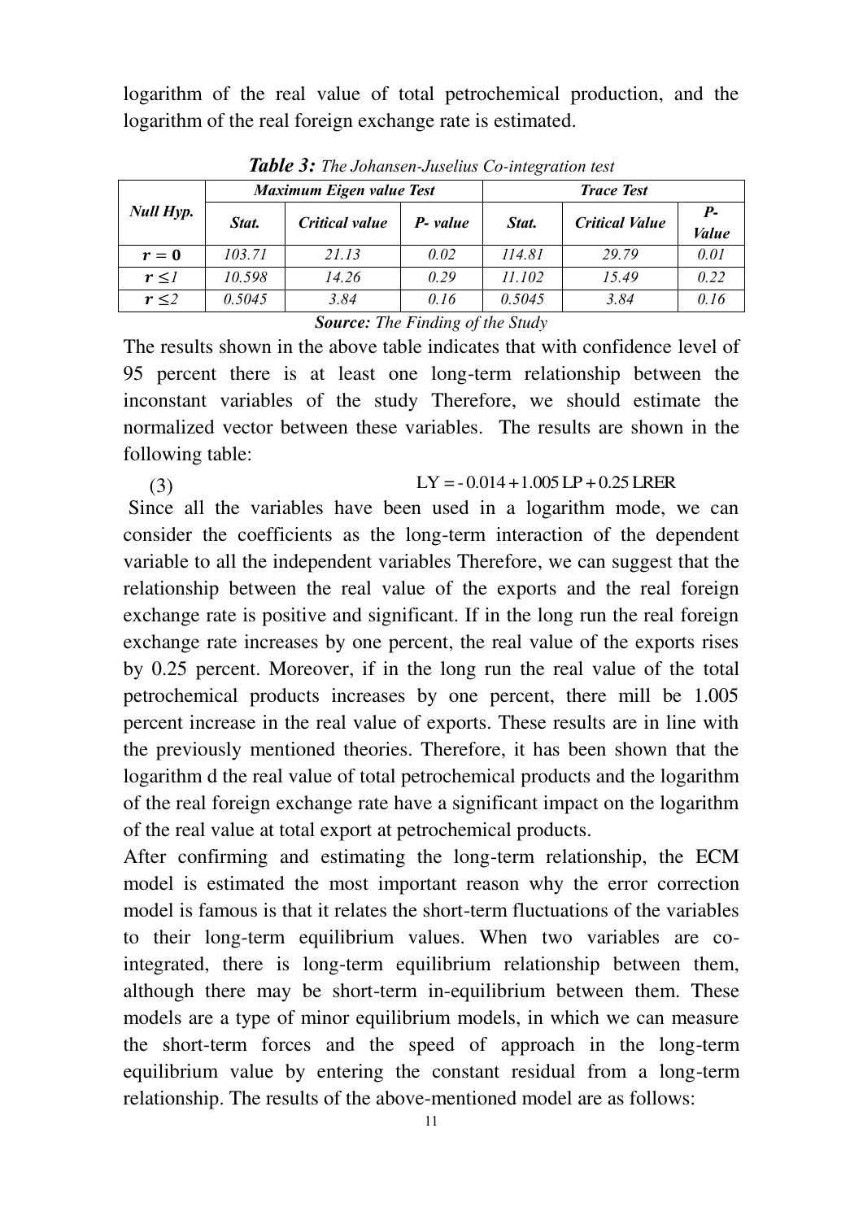logarithm of the real value of total petrochemical production, and the logarithm of the real foreign exchange rate is estimated.

***Table 3:*** *The Johansen-Juselius Co-integration test*

| Null Hyp. | Maximum Eigen value Test | | | Trace Test | | |
|---|---|---|---|---|---|---|
| | Stat. | Critical value | P- value | Stat. | Critical Value | P-Value |
| $r = 0$ | 103.71 | 21.13 | 0.02 | 114.81 | 29.79 | 0.01 |
| $r \leq 1$ | 10.598 | 14.26 | 0.29 | 11.102 | 15.49 | 0.22 |
| $r \leq 2$ | 0.5045 | 3.84 | 0.16 | 0.5045 | 3.84 | 0.16 |

***Source:*** *The Finding of the Study*

The results shown in the above table indicates that with confidence level of 95 percent there is at least one long-term relationship between the inconstant variables of the study Therefore, we should estimate the normalized vector between these variables. The results are shown in the following table:

$$LY = -0.014 + 1.005\,LP + 0.25\,LRER \quad (3)$$

Since all the variables have been used in a logarithm mode, we can consider the coefficients as the long-term interaction of the dependent variable to all the independent variables Therefore, we can suggest that the relationship between the real value of the exports and the real foreign exchange rate is positive and significant. If in the long run the real foreign exchange rate increases by one percent, the real value of the exports rises by 0.25 percent. Moreover, if in the long run the real value of the total petrochemical products increases by one percent, there mill be 1.005 percent increase in the real value of exports. These results are in line with the previously mentioned theories. Therefore, it has been shown that the logarithm d the real value of total petrochemical products and the logarithm of the real foreign exchange rate have a significant impact on the logarithm of the real value at total export at petrochemical products.

After confirming and estimating the long-term relationship, the ECM model is estimated the most important reason why the error correction model is famous is that it relates the short-term fluctuations of the variables to their long-term equilibrium values. When two variables are co-integrated, there is long-term equilibrium relationship between them, although there may be short-term in-equilibrium between them. These models are a type of minor equilibrium models, in which we can measure the short-term forces and the speed of approach in the long-term equilibrium value by entering the constant residual from a long-term relationship. The results of the above-mentioned model are as follows: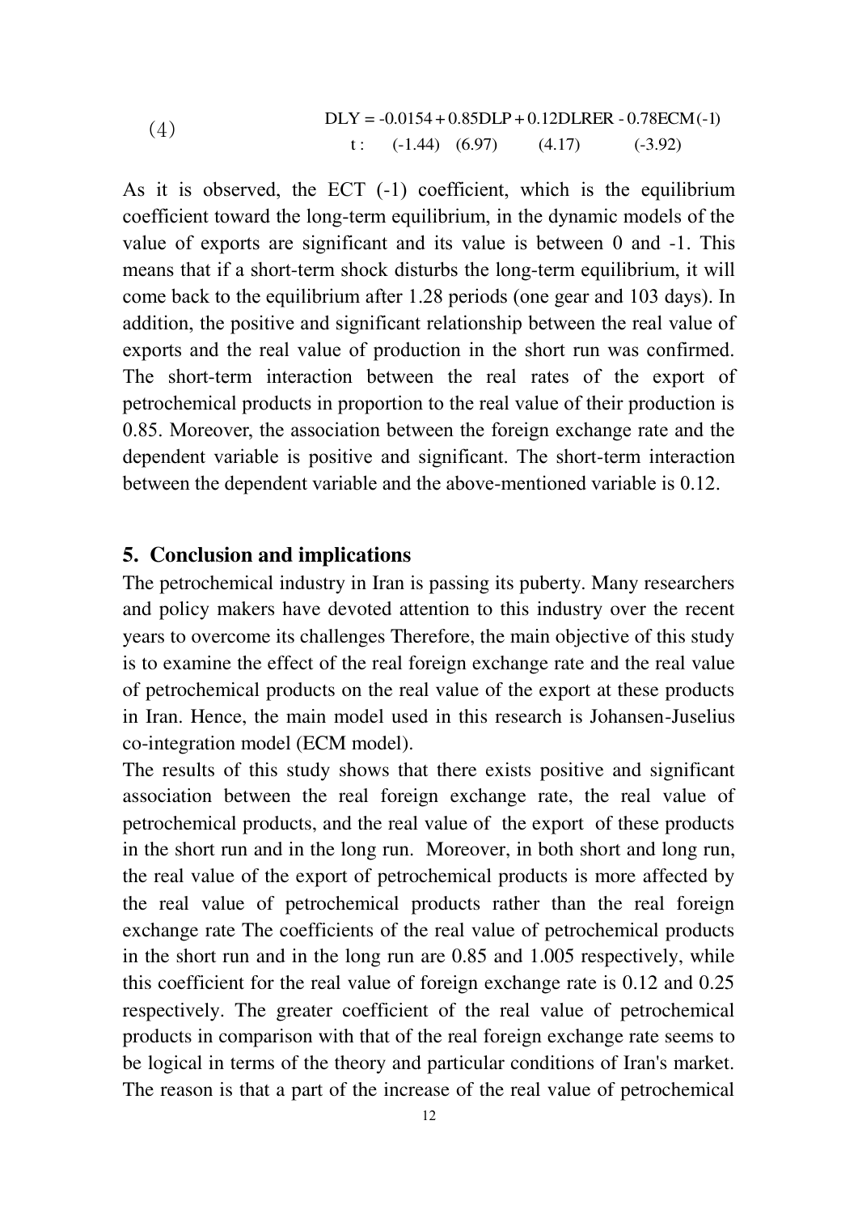$$DLY = -0.0154 + 0.85DLP + 0.12DLRER - 0.78ECM(-1) \quad (4)$$

$$t: \quad (-1.44) \quad (6.97) \quad (4.17) \quad (-3.92)$$

As it is observed, the ECT (-1) coefficient, which is the equilibrium coefficient toward the long-term equilibrium, in the dynamic models of the value of exports are significant and its value is between 0 and -1. This means that if a short-term shock disturbs the long-term equilibrium, it will come back to the equilibrium after 1.28 periods (one gear and 103 days). In addition, the positive and significant relationship between the real value of exports and the real value of production in the short run was confirmed. The short-term interaction between the real rates of the export of petrochemical products in proportion to the real value of their production is 0.85. Moreover, the association between the foreign exchange rate and the dependent variable is positive and significant. The short-term interaction between the dependent variable and the above-mentioned variable is 0.12.

## 5. Conclusion and implications

The petrochemical industry in Iran is passing its puberty. Many researchers and policy makers have devoted attention to this industry over the recent years to overcome its challenges Therefore, the main objective of this study is to examine the effect of the real foreign exchange rate and the real value of petrochemical products on the real value of the export at these products in Iran. Hence, the main model used in this research is Johansen-Juselius co-integration model (ECM model).

The results of this study shows that there exists positive and significant association between the real foreign exchange rate, the real value of petrochemical products, and the real value of the export of these products in the short run and in the long run. Moreover, in both short and long run, the real value of the export of petrochemical products is more affected by the real value of petrochemical products rather than the real foreign exchange rate The coefficients of the real value of petrochemical products in the short run and in the long run are 0.85 and 1.005 respectively, while this coefficient for the real value of foreign exchange rate is 0.12 and 0.25 respectively. The greater coefficient of the real value of petrochemical products in comparison with that of the real foreign exchange rate seems to be logical in terms of the theory and particular conditions of Iran's market. The reason is that a part of the increase of the real value of petrochemical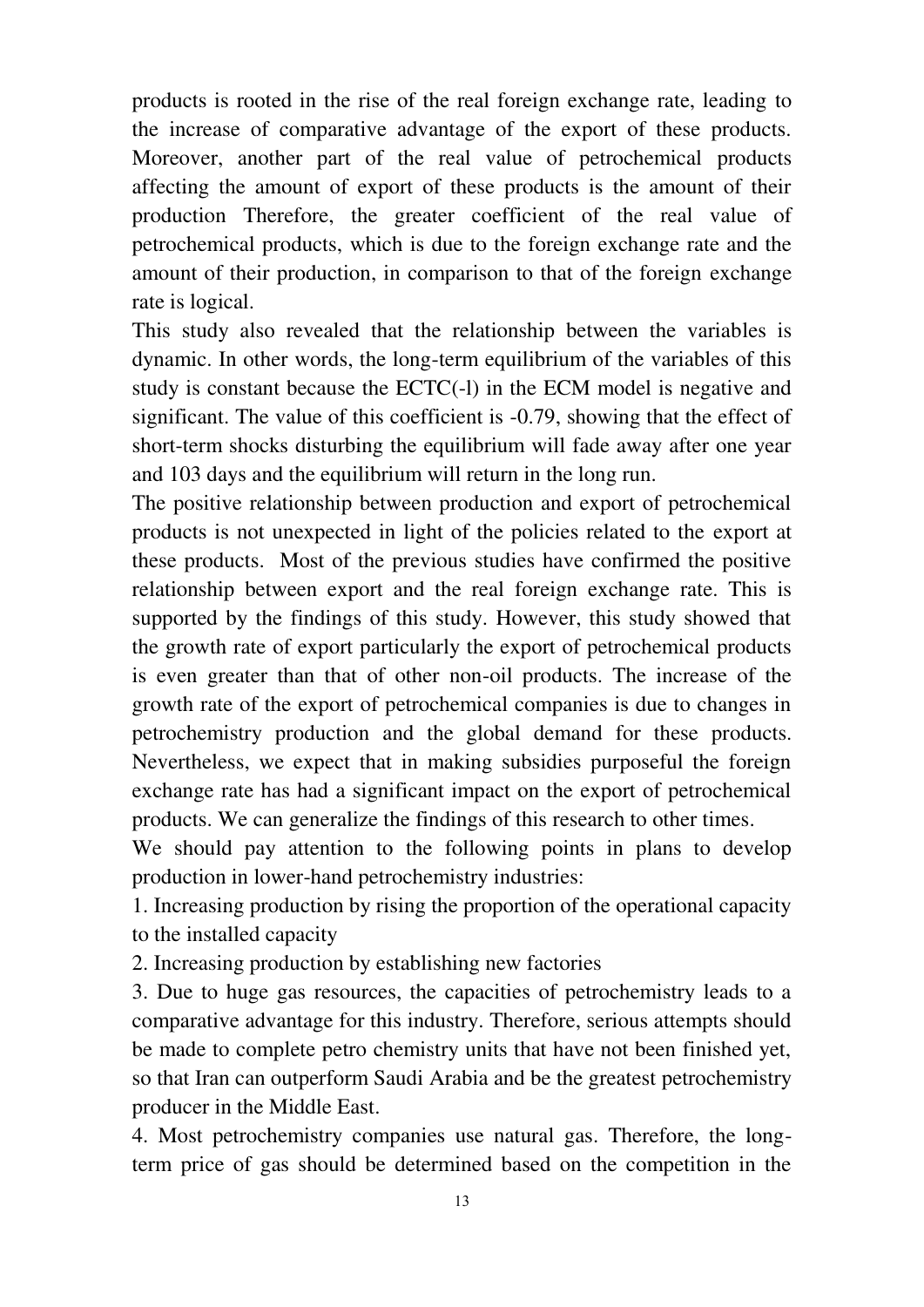products is rooted in the rise of the real foreign exchange rate, leading to the increase of comparative advantage of the export of these products. Moreover, another part of the real value of petrochemical products affecting the amount of export of these products is the amount of their production Therefore, the greater coefficient of the real value of petrochemical products, which is due to the foreign exchange rate and the amount of their production, in comparison to that of the foreign exchange rate is logical.

This study also revealed that the relationship between the variables is dynamic. In other words, the long-term equilibrium of the variables of this study is constant because the ECTC(-l) in the ECM model is negative and significant. The value of this coefficient is -0.79, showing that the effect of short-term shocks disturbing the equilibrium will fade away after one year and 103 days and the equilibrium will return in the long run.

The positive relationship between production and export of petrochemical products is not unexpected in light of the policies related to the export at these products. Most of the previous studies have confirmed the positive relationship between export and the real foreign exchange rate. This is supported by the findings of this study. However, this study showed that the growth rate of export particularly the export of petrochemical products is even greater than that of other non-oil products. The increase of the growth rate of the export of petrochemical companies is due to changes in petrochemistry production and the global demand for these products. Nevertheless, we expect that in making subsidies purposeful the foreign exchange rate has had a significant impact on the export of petrochemical products. We can generalize the findings of this research to other times.

We should pay attention to the following points in plans to develop production in lower-hand petrochemistry industries:

1. Increasing production by rising the proportion of the operational capacity to the installed capacity
2. Increasing production by establishing new factories
3. Due to huge gas resources, the capacities of petrochemistry leads to a comparative advantage for this industry. Therefore, serious attempts should be made to complete petro chemistry units that have not been finished yet, so that Iran can outperform Saudi Arabia and be the greatest petrochemistry producer in the Middle East.
4. Most petrochemistry companies use natural gas. Therefore, the long-term price of gas should be determined based on the competition in the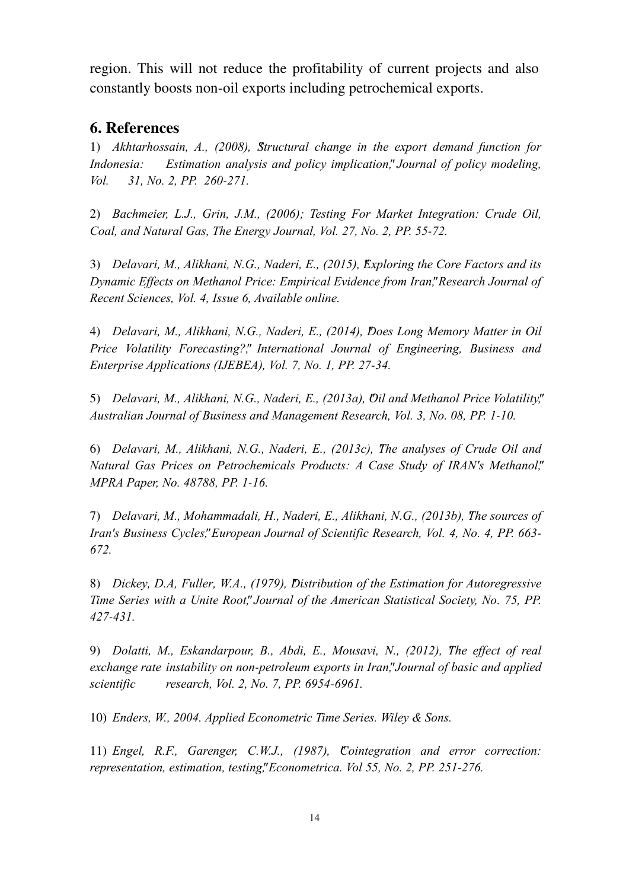region. This will not reduce the profitability of current projects and also constantly boosts non-oil exports including petrochemical exports.

## 6. References

1) *Akhtarhossain, A., (2008), "Structural change in the export demand function for Indonesia: Estimation analysis and policy implication," Journal of policy modeling, Vol. 31, No. 2, PP. 260-271.*

2) *Bachmeier, L.J., Grin, J.M., (2006); Testing For Market Integration: Crude Oil, Coal, and Natural Gas, The Energy Journal, Vol. 27, No. 2, PP. 55-72.*

3) *Delavari, M., Alikhani, N.G., Naderi, E., (2015), "Exploring the Core Factors and its Dynamic Effects on Methanol Price: Empirical Evidence from Iran," Research Journal of Recent Sciences, Vol. 4, Issue 6, Available online.*

4) *Delavari, M., Alikhani, N.G., Naderi, E., (2014), "Does Long Memory Matter in Oil Price Volatility Forecasting?," International Journal of Engineering, Business and Enterprise Applications (IJEBEA), Vol. 7, No. 1, PP. 27-34.*

5) *Delavari, M., Alikhani, N.G., Naderi, E., (2013a), "Oil and Methanol Price Volatility," Australian Journal of Business and Management Research, Vol. 3, No. 08, PP. 1-10.*

6) *Delavari, M., Alikhani, N.G., Naderi, E., (2013c), "The analyses of Crude Oil and Natural Gas Prices on Petrochemicals Products: A Case Study of IRAN's Methanol," MPRA Paper, No. 48788, PP. 1-16.*

7) *Delavari, M., Mohammadali, H., Naderi, E., Alikhani, N.G., (2013b), "The sources of Iran's Business Cycles," European Journal of Scientific Research, Vol. 4, No. 4, PP. 663-672.*

8) *Dickey, D.A, Fuller, W.A., (1979), "Distribution of the Estimation for Autoregressive Time Series with a Unite Root," Journal of the American Statistical Society, No. 75, PP. 427-431.*

9) *Dolatti, M., Eskandarpour, B., Abdi, E., Mousavi, N., (2012), "The effect of real exchange rate instability on non-petroleum exports in Iran," Journal of basic and applied scientific research, Vol. 2, No. 7, PP. 6954-6961.*

10) *Enders, W., 2004. Applied Econometric Time Series. Wiley & Sons.*

11) *Engel, R.F., Garenger, C.W.J., (1987), "Cointegration and error correction: representation, estimation, testing," Econometrica. Vol 55, No. 2, PP. 251-276.*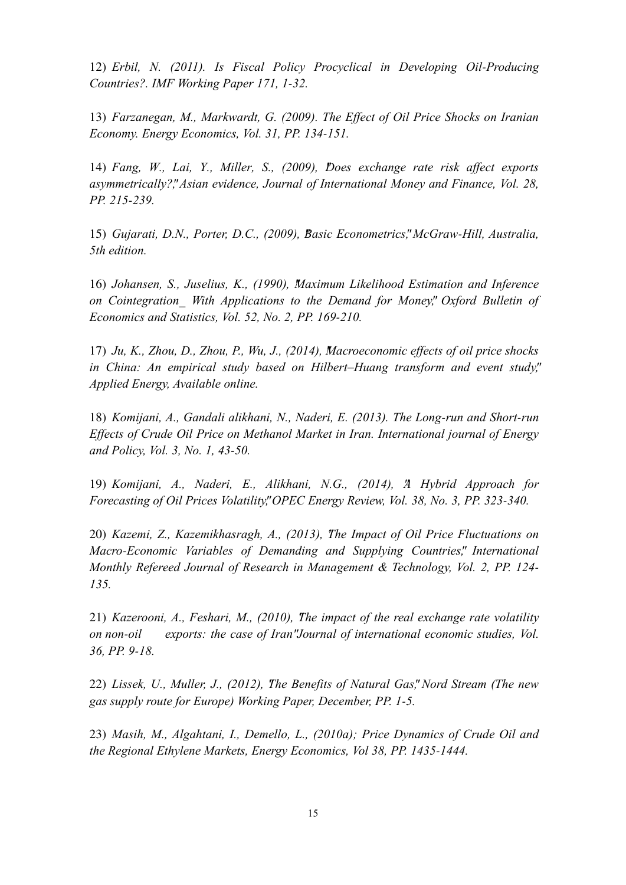12) *Erbil, N. (2011). Is Fiscal Policy Procyclical in Developing Oil-Producing Countries?. IMF Working Paper 171, 1-32.*

13) *Farzanegan, M., Markwardt, G. (2009). The Effect of Oil Price Shocks on Iranian Economy. Energy Economics, Vol. 31, PP. 134-151.*

14) *Fang, W., Lai, Y., Miller, S., (2009), "Does exchange rate risk affect exports asymmetrically?," Asian evidence, Journal of International Money and Finance, Vol. 28, PP. 215-239.*

15) *Gujarati, D.N., Porter, D.C., (2009), "Basic Econometrics," McGraw-Hill, Australia, 5th edition.*

16) *Johansen, S., Juselius, K., (1990), "Maximum Likelihood Estimation and Inference on Cointegration_ With Applications to the Demand for Money," Oxford Bulletin of Economics and Statistics, Vol. 52, No. 2, PP. 169-210.*

17) *Ju, K., Zhou, D., Zhou, P., Wu, J., (2014), "Macroeconomic effects of oil price shocks in China: An empirical study based on Hilbert–Huang transform and event study," Applied Energy, Available online.*

18) *Komijani, A., Gandali alikhani, N., Naderi, E. (2013). The Long-run and Short-run Effects of Crude Oil Price on Methanol Market in Iran. International journal of Energy and Policy, Vol. 3, No. 1, 43-50.*

19) *Komijani, A., Naderi, E., Alikhani, N.G., (2014), "A Hybrid Approach for Forecasting of Oil Prices Volatility," OPEC Energy Review, Vol. 38, No. 3, PP. 323-340.*

20) *Kazemi, Z., Kazemikhasragh, A., (2013), "The Impact of Oil Price Fluctuations on Macro-Economic Variables of Demanding and Supplying Countries," International Monthly Refereed Journal of Research in Management & Technology, Vol. 2, PP. 124-135.*

21) *Kazerooni, A., Feshari, M., (2010), "The impact of the real exchange rate volatility on non-oil exports: the case of Iran" Journal of international economic studies, Vol. 36, PP. 9-18.*

22) *Lissek, U., Muller, J., (2012), "The Benefits of Natural Gas," Nord Stream (The new gas supply route for Europe) Working Paper, December, PP. 1-5.*

23) *Masih, M., Algahtani, I., Demello, L., (2010a); Price Dynamics of Crude Oil and the Regional Ethylene Markets, Energy Economics, Vol 38, PP. 1435-1444.*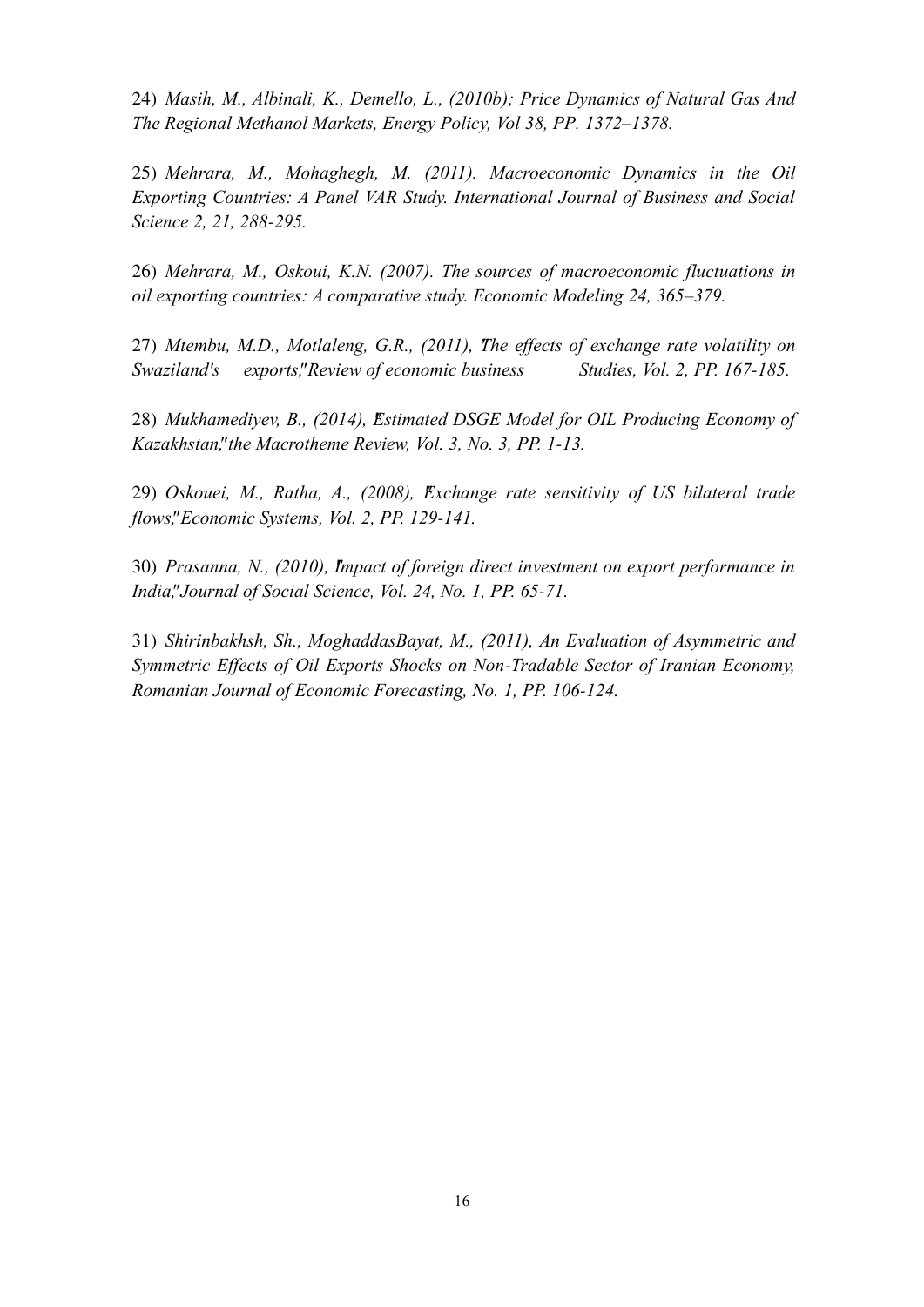24) *Masih, M., Albinali, K., Demello, L., (2010b); Price Dynamics of Natural Gas And The Regional Methanol Markets, Energy Policy, Vol 38, PP. 1372–1378.*

25) *Mehrara, M., Mohaghegh, M. (2011). Macroeconomic Dynamics in the Oil Exporting Countries: A Panel VAR Study. International Journal of Business and Social Science 2, 21, 288-295.*

26) *Mehrara, M., Oskoui, K.N. (2007). The sources of macroeconomic fluctuations in oil exporting countries: A comparative study. Economic Modeling 24, 365–379.*

27) *Mtembu, M.D., Motlaleng, G.R., (2011), "The effects of exchange rate volatility on Swaziland's exports," Review of economic business Studies, Vol. 2, PP. 167-185.*

28) *Mukhamediyev, B., (2014), "Estimated DSGE Model for OIL Producing Economy of Kazakhstan," the Macrotheme Review, Vol. 3, No. 3, PP. 1-13.*

29) *Oskouei, M., Ratha, A., (2008), "Exchange rate sensitivity of US bilateral trade flows," Economic Systems, Vol. 2, PP. 129-141.*

30) *Prasanna, N., (2010), "Impact of foreign direct investment on export performance in India," Journal of Social Science, Vol. 24, No. 1, PP. 65-71.*

31) *Shirinbakhsh, Sh., MoghaddasBayat, M., (2011), An Evaluation of Asymmetric and Symmetric Effects of Oil Exports Shocks on Non-Tradable Sector of Iranian Economy, Romanian Journal of Economic Forecasting, No. 1, PP. 106-124.*